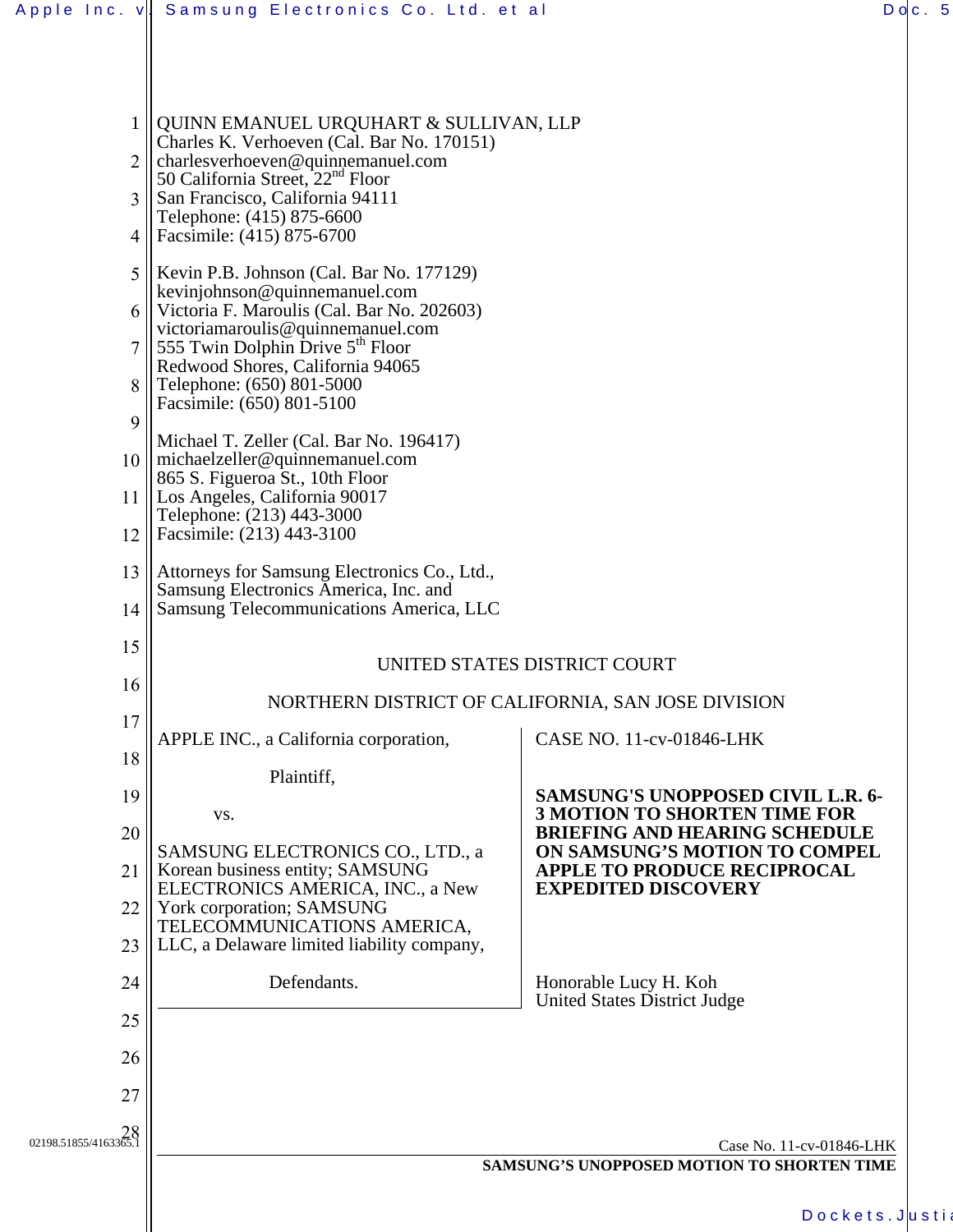QUINN EMANUEL URQUHART & SULLIVAN, LLP
Charles K. Verhoeven (Cal. Bar No. 170151)
charlesverhoeven@quinnemanuel.com
50 California Street, 22nd Floor
San Francisco, California 94111
Telephone: (415) 875-6600
Facsimile: (415) 875-6700

Kevin P.B. Johnson (Cal. Bar No. 177129)
kevinjohnson@quinnemanuel.com
Victoria F. Maroulis (Cal. Bar No. 202603)
victoriamaroulis@quinnemanuel.com
555 Twin Dolphin Drive 5th Floor
Redwood Shores, California 94065
Telephone: (650) 801-5000
Facsimile: (650) 801-5100

Michael T. Zeller (Cal. Bar No. 196417)
michaelzeller@quinnemanuel.com
865 S. Figueroa St., 10th Floor
Los Angeles, California 90017
Telephone: (213) 443-3000
Facsimile: (213) 443-3100

Attorneys for Samsung Electronics Co., Ltd., Samsung Electronics America, Inc. and Samsung Telecommunications America, LLC

UNITED STATES DISTRICT COURT

NORTHERN DISTRICT OF CALIFORNIA, SAN JOSE DIVISION

APPLE INC., a California corporation,

Plaintiff,

vs.

SAMSUNG ELECTRONICS CO., LTD., a Korean business entity; SAMSUNG ELECTRONICS AMERICA, INC., a New York corporation; SAMSUNG TELECOMMUNICATIONS AMERICA, LLC, a Delaware limited liability company,

Defendants.

CASE NO. 11-cv-01846-LHK

**SAMSUNG'S UNOPPOSED CIVIL L.R. 6-3 MOTION TO SHORTEN TIME FOR BRIEFING AND HEARING SCHEDULE ON SAMSUNG'S MOTION TO COMPEL APPLE TO PRODUCE RECIPROCAL EXPEDITED DISCOVERY**

Honorable Lucy H. Koh
United States District Judge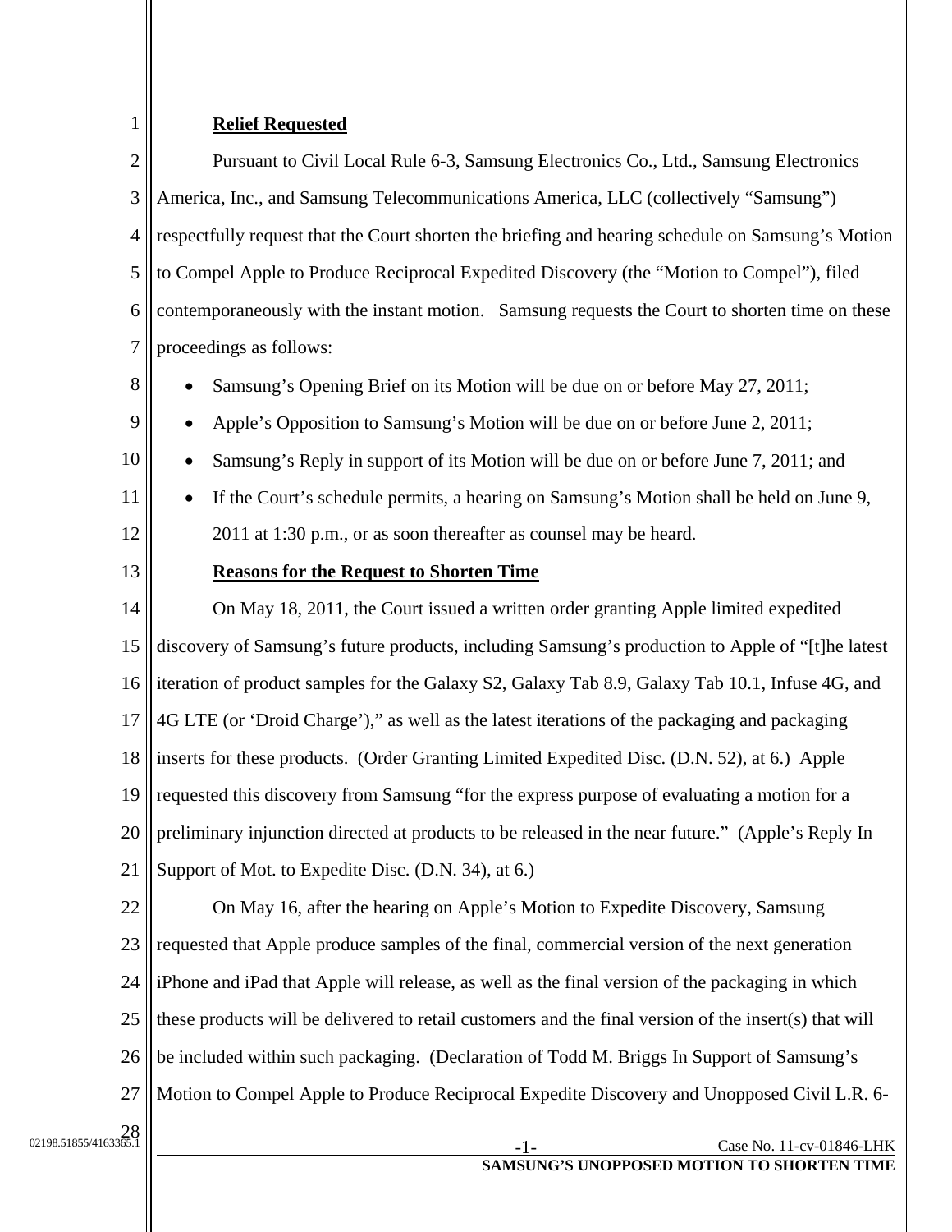**Relief Requested**

Pursuant to Civil Local Rule 6-3, Samsung Electronics Co., Ltd., Samsung Electronics America, Inc., and Samsung Telecommunications America, LLC (collectively "Samsung") respectfully request that the Court shorten the briefing and hearing schedule on Samsung's Motion to Compel Apple to Produce Reciprocal Expedited Discovery (the "Motion to Compel"), filed contemporaneously with the instant motion. Samsung requests the Court to shorten time on these proceedings as follows:

- Samsung's Opening Brief on its Motion will be due on or before May 27, 2011;
- Apple's Opposition to Samsung's Motion will be due on or before June 2, 2011;
- Samsung's Reply in support of its Motion will be due on or before June 7, 2011; and
- If the Court's schedule permits, a hearing on Samsung's Motion shall be held on June 9, 2011 at 1:30 p.m., or as soon thereafter as counsel may be heard.

**Reasons for the Request to Shorten Time**

On May 18, 2011, the Court issued a written order granting Apple limited expedited discovery of Samsung's future products, including Samsung's production to Apple of "[t]he latest iteration of product samples for the Galaxy S2, Galaxy Tab 8.9, Galaxy Tab 10.1, Infuse 4G, and 4G LTE (or 'Droid Charge')," as well as the latest iterations of the packaging and packaging inserts for these products. (Order Granting Limited Expedited Disc. (D.N. 52), at 6.) Apple requested this discovery from Samsung "for the express purpose of evaluating a motion for a preliminary injunction directed at products to be released in the near future." (Apple's Reply In Support of Mot. to Expedite Disc. (D.N. 34), at 6.)

On May 16, after the hearing on Apple's Motion to Expedite Discovery, Samsung requested that Apple produce samples of the final, commercial version of the next generation iPhone and iPad that Apple will release, as well as the final version of the packaging in which these products will be delivered to retail customers and the final version of the insert(s) that will be included within such packaging. (Declaration of Todd M. Briggs In Support of Samsung's Motion to Compel Apple to Produce Reciprocal Expedite Discovery and Unopposed Civil L.R. 6-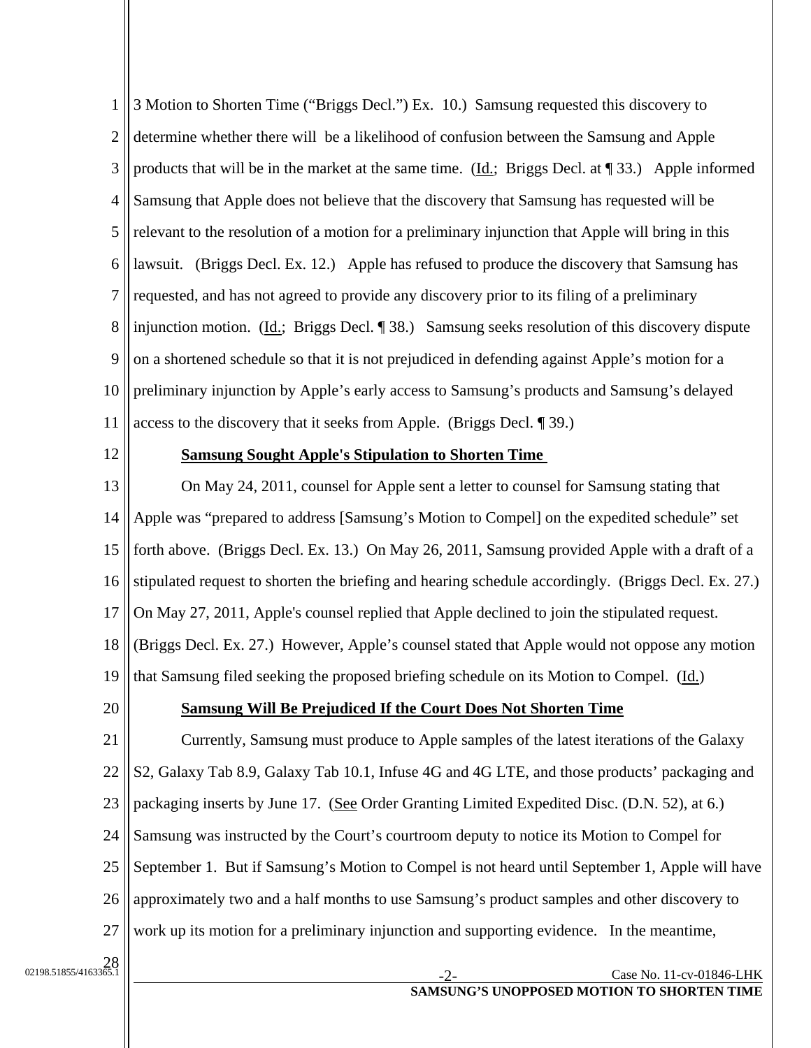3 Motion to Shorten Time ("Briggs Decl.") Ex. 10.) Samsung requested this discovery to determine whether there will be a likelihood of confusion between the Samsung and Apple products that will be in the market at the same time. (Id.; Briggs Decl. at ¶ 33.) Apple informed Samsung that Apple does not believe that the discovery that Samsung has requested will be relevant to the resolution of a motion for a preliminary injunction that Apple will bring in this lawsuit. (Briggs Decl. Ex. 12.) Apple has refused to produce the discovery that Samsung has requested, and has not agreed to provide any discovery prior to its filing of a preliminary injunction motion. (Id.; Briggs Decl. ¶ 38.) Samsung seeks resolution of this discovery dispute on a shortened schedule so that it is not prejudiced in defending against Apple's motion for a preliminary injunction by Apple's early access to Samsung's products and Samsung's delayed access to the discovery that it seeks from Apple. (Briggs Decl. ¶ 39.)

**Samsung Sought Apple's Stipulation to Shorten Time**

On May 24, 2011, counsel for Apple sent a letter to counsel for Samsung stating that Apple was "prepared to address [Samsung's Motion to Compel] on the expedited schedule" set forth above. (Briggs Decl. Ex. 13.) On May 26, 2011, Samsung provided Apple with a draft of a stipulated request to shorten the briefing and hearing schedule accordingly. (Briggs Decl. Ex. 27.) On May 27, 2011, Apple's counsel replied that Apple declined to join the stipulated request. (Briggs Decl. Ex. 27.) However, Apple's counsel stated that Apple would not oppose any motion that Samsung filed seeking the proposed briefing schedule on its Motion to Compel. (Id.)

**Samsung Will Be Prejudiced If the Court Does Not Shorten Time**

Currently, Samsung must produce to Apple samples of the latest iterations of the Galaxy S2, Galaxy Tab 8.9, Galaxy Tab 10.1, Infuse 4G and 4G LTE, and those products' packaging and packaging inserts by June 17. (See Order Granting Limited Expedited Disc. (D.N. 52), at 6.) Samsung was instructed by the Court's courtroom deputy to notice its Motion to Compel for September 1. But if Samsung's Motion to Compel is not heard until September 1, Apple will have approximately two and a half months to use Samsung's product samples and other discovery to work up its motion for a preliminary injunction and supporting evidence. In the meantime,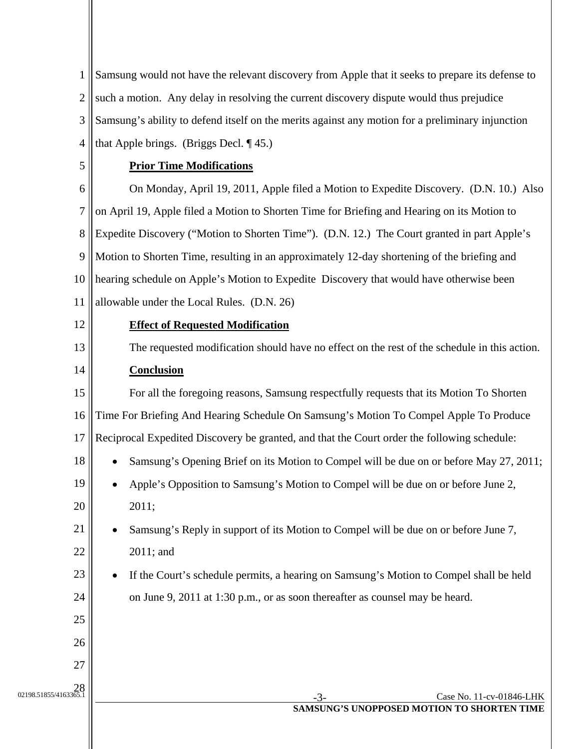Samsung would not have the relevant discovery from Apple that it seeks to prepare its defense to such a motion. Any delay in resolving the current discovery dispute would thus prejudice Samsung's ability to defend itself on the merits against any motion for a preliminary injunction that Apple brings. (Briggs Decl. ¶ 45.)

**Prior Time Modifications**

On Monday, April 19, 2011, Apple filed a Motion to Expedite Discovery. (D.N. 10.) Also on April 19, Apple filed a Motion to Shorten Time for Briefing and Hearing on its Motion to Expedite Discovery ("Motion to Shorten Time"). (D.N. 12.) The Court granted in part Apple's Motion to Shorten Time, resulting in an approximately 12-day shortening of the briefing and hearing schedule on Apple's Motion to Expedite Discovery that would have otherwise been allowable under the Local Rules. (D.N. 26)

**Effect of Requested Modification**

The requested modification should have no effect on the rest of the schedule in this action.

**Conclusion**

For all the foregoing reasons, Samsung respectfully requests that its Motion To Shorten Time For Briefing And Hearing Schedule On Samsung's Motion To Compel Apple To Produce Reciprocal Expedited Discovery be granted, and that the Court order the following schedule:

- Samsung's Opening Brief on its Motion to Compel will be due on or before May 27, 2011;
- Apple's Opposition to Samsung's Motion to Compel will be due on or before June 2, 2011;
- Samsung's Reply in support of its Motion to Compel will be due on or before June 7, 2011; and
- If the Court's schedule permits, a hearing on Samsung's Motion to Compel shall be held on June 9, 2011 at 1:30 p.m., or as soon thereafter as counsel may be heard.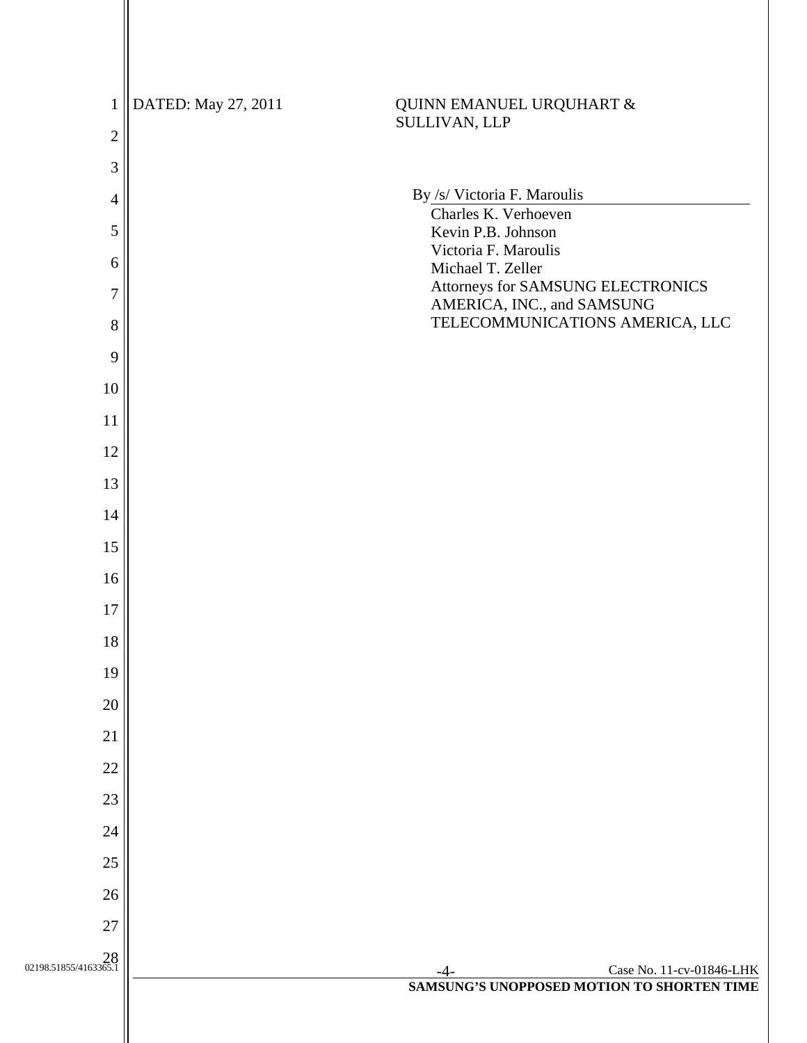DATED: May 27, 2011

QUINN EMANUEL URQUHART & SULLIVAN, LLP

By /s/ Victoria F. Maroulis
Charles K. Verhoeven
Kevin P.B. Johnson
Victoria F. Maroulis
Michael T. Zeller
Attorneys for SAMSUNG ELECTRONICS AMERICA, INC., and SAMSUNG TELECOMMUNICATIONS AMERICA, LLC